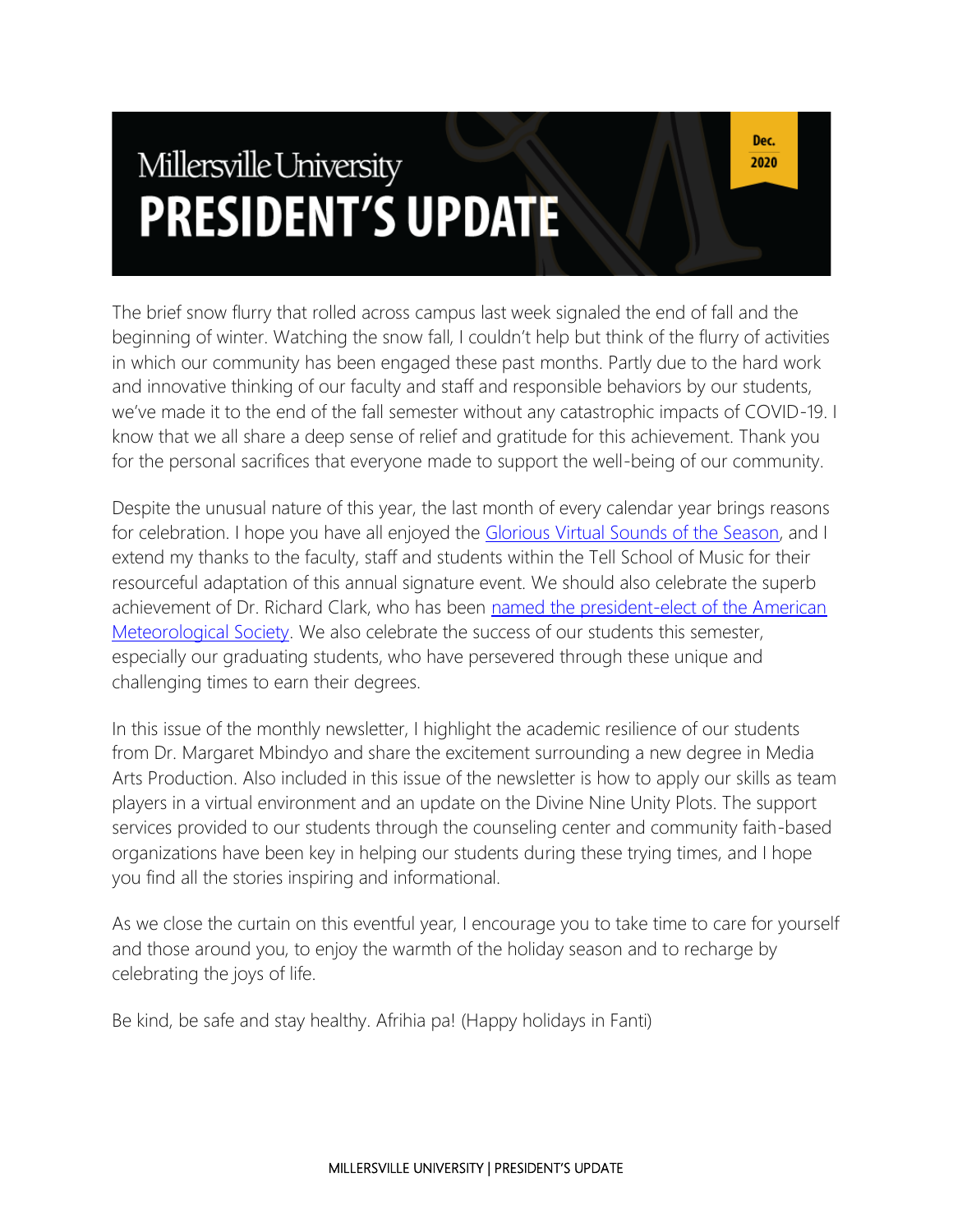# Millersville University PRESIDENT'S UPDATE

Dec. 2020

The brief snow flurry that rolled across campus last week signaled the end of fall and the beginning of winter. Watching the snow fall, I couldn't help but think of the flurry of activities in which our community has been engaged these past months. Partly due to the hard work and innovative thinking of our faculty and staff and responsible behaviors by our students, we've made it to the end of the fall semester without any catastrophic impacts of COVID-19. I know that we all share a deep sense of relief and gratitude for this achievement. Thank you for the personal sacrifices that everyone made to support the well-being of our community.

Despite the unusual nature of this year, the last month of every calendar year brings reasons for celebration. I hope you have all enjoyed the Glorious Virtual Sounds of the Season, and I extend my thanks to the faculty, staff and students within the Tell School of Music for their resourceful adaptation of this annual signature event. We should also celebrate the superb achievement of Dr. Richard Clark, who has been named the president-elect of the American Meteorological Society. We also celebrate the success of our students this semester, especially our graduating students, who have persevered through these unique and challenging times to earn their degrees.

In this issue of the monthly newsletter, I highlight the academic resilience of our students from Dr. Margaret Mbindyo and share the excitement surrounding a new degree in Media Arts Production. Also included in this issue of the newsletter is how to apply our skills as team players in a virtual environment and an update on the Divine Nine Unity Plots. The support services provided to our students through the counseling center and community faith-based organizations have been key in helping our students during these trying times, and I hope you find all the stories inspiring and informational.

As we close the curtain on this eventful year, I encourage you to take time to care for yourself and those around you, to enjoy the warmth of the holiday season and to recharge by celebrating the joys of life.

Be kind, be safe and stay healthy. Afrihia pa! (Happy holidays in Fanti)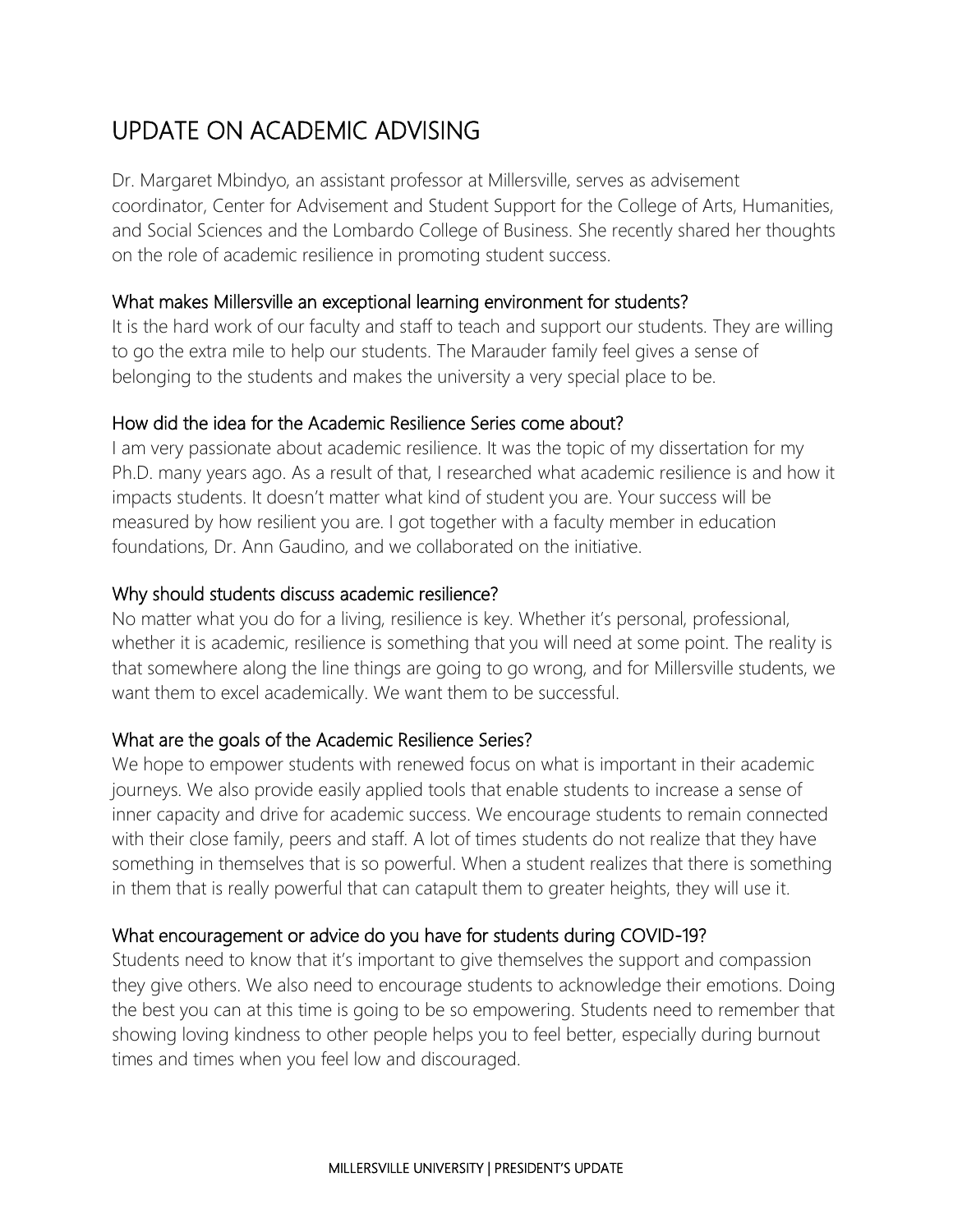# UPDATE ON ACADEMIC ADVISING

Dr. Margaret Mbindyo, an assistant professor at Millersville, serves as advisement coordinator, Center for Advisement and Student Support for the College of Arts, Humanities, and Social Sciences and the Lombardo College of Business. She recently shared her thoughts on the role of academic resilience in promoting student success.

## What makes Millersville an exceptional learning environment for students?

It is the hard work of our faculty and staff to teach and support our students. They are willing to go the extra mile to help our students. The Marauder family feel gives a sense of belonging to the students and makes the university a very special place to be.

## How did the idea for the Academic Resilience Series come about?

I am very passionate about academic resilience. It was the topic of my dissertation for my Ph.D. many years ago. As a result of that, I researched what academic resilience is and how it impacts students. It doesn't matter what kind of student you are. Your success will be measured by how resilient you are. I got together with a faculty member in education foundations, Dr. Ann Gaudino, and we collaborated on the initiative.

## Why should students discuss academic resilience?

No matter what you do for a living, resilience is key. Whether it's personal, professional, whether it is academic, resilience is something that you will need at some point. The reality is that somewhere along the line things are going to go wrong, and for Millersville students, we want them to excel academically. We want them to be successful.

## What are the goals of the Academic Resilience Series?

We hope to empower students with renewed focus on what is important in their academic journeys. We also provide easily applied tools that enable students to increase a sense of inner capacity and drive for academic success. We encourage students to remain connected with their close family, peers and staff. A lot of times students do not realize that they have something in themselves that is so powerful. When a student realizes that there is something in them that is really powerful that can catapult them to greater heights, they will use it.

## What encouragement or advice do you have for students during COVID-19?

Students need to know that it's important to give themselves the support and compassion they give others. We also need to encourage students to acknowledge their emotions. Doing the best you can at this time is going to be so empowering. Students need to remember that showing loving kindness to other people helps you to feel better, especially during burnout times and times when you feel low and discouraged.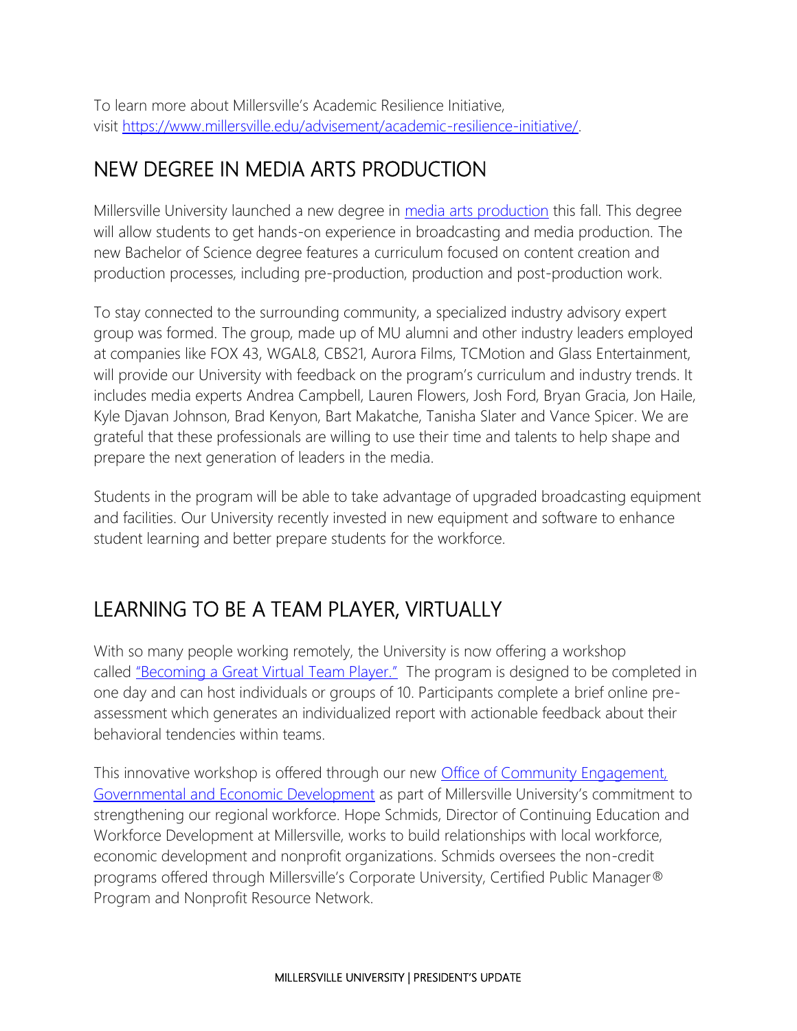To learn more about Millersville's Academic Resilience Initiative, visit [https://www.millersville.edu/advisement/academic-resilience-initiative/](https://www.millersville.edu/advisement/academic-resilience-initiative/).

## NEW DEGREE IN MEDIA ARTS PRODUCTION

Millersville University launched a new degree in [media arts production](#) this fall. This degree will allow students to get hands-on experience in broadcasting and media production. The new Bachelor of Science degree features a curriculum focused on content creation and production processes, including pre-production, production and post-production work.

To stay connected to the surrounding community, a specialized industry advisory expert group was formed. The group, made up of MU alumni and other industry leaders employed at companies like FOX 43, WGAL8, CBS21, Aurora Films, TCMotion and Glass Entertainment, will provide our University with feedback on the program's curriculum and industry trends. It includes media experts Andrea Campbell, Lauren Flowers, Josh Ford, Bryan Gracia, Jon Haile, Kyle Djavan Johnson, Brad Kenyon, Bart Makatche, Tanisha Slater and Vance Spicer. We are grateful that these professionals are willing to use their time and talents to help shape and prepare the next generation of leaders in the media.

Students in the program will be able to take advantage of upgraded broadcasting equipment and facilities. Our University recently invested in new equipment and software to enhance student learning and better prepare students for the workforce.

## LEARNING TO BE A TEAM PLAYER, VIRTUALLY

With so many people working remotely, the University is now offering a workshop called ["Becoming a Great Virtual Team Player."](#) The program is designed to be completed in one day and can host individuals or groups of 10. Participants complete a brief online pre-assessment which generates an individualized report with actionable feedback about their behavioral tendencies within teams.

This innovative workshop is offered through our new [Office of Community Engagement, Governmental and Economic Development](#) as part of Millersville University's commitment to strengthening our regional workforce. Hope Schmids, Director of Continuing Education and Workforce Development at Millersville, works to build relationships with local workforce, economic development and nonprofit organizations. Schmids oversees the non-credit programs offered through Millersville's Corporate University, Certified Public Manager® Program and Nonprofit Resource Network.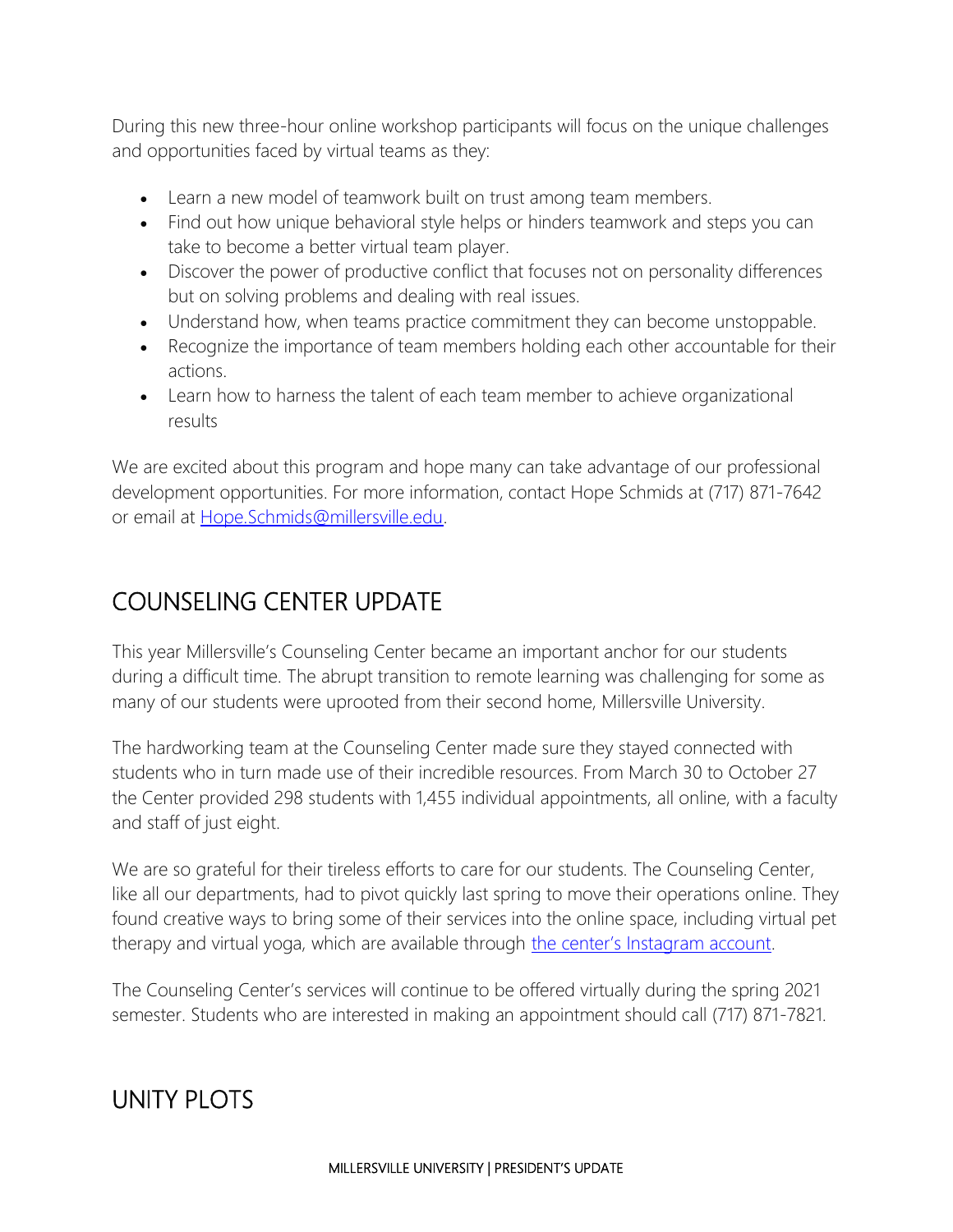During this new three-hour online workshop participants will focus on the unique challenges and opportunities faced by virtual teams as they:

- Learn a new model of teamwork built on trust among team members.
- Find out how unique behavioral style helps or hinders teamwork and steps you can take to become a better virtual team player.
- Discover the power of productive conflict that focuses not on personality differences but on solving problems and dealing with real issues.
- Understand how, when teams practice commitment they can become unstoppable.
- Recognize the importance of team members holding each other accountable for their actions.
- Learn how to harness the talent of each team member to achieve organizational results

We are excited about this program and hope many can take advantage of our professional development opportunities. For more information, contact Hope Schmids at (717) 871-7642 or email at [Hope.Schmids@millersville.edu](mailto:Hope.Schmids@millersville.edu).

## COUNSELING CENTER UPDATE

This year Millersville's Counseling Center became an important anchor for our students during a difficult time. The abrupt transition to remote learning was challenging for some as many of our students were uprooted from their second home, Millersville University.

The hardworking team at the Counseling Center made sure they stayed connected with students who in turn made use of their incredible resources. From March 30 to October 27 the Center provided 298 students with 1,455 individual appointments, all online, with a faculty and staff of just eight.

We are so grateful for their tireless efforts to care for our students. The Counseling Center, like all our departments, had to pivot quickly last spring to move their operations online. They found creative ways to bring some of their services into the online space, including virtual pet therapy and virtual yoga, which are available through [the center's Instagram account](#).

The Counseling Center's services will continue to be offered virtually during the spring 2021 semester. Students who are interested in making an appointment should call (717) 871-7821.

## UNITY PLOTS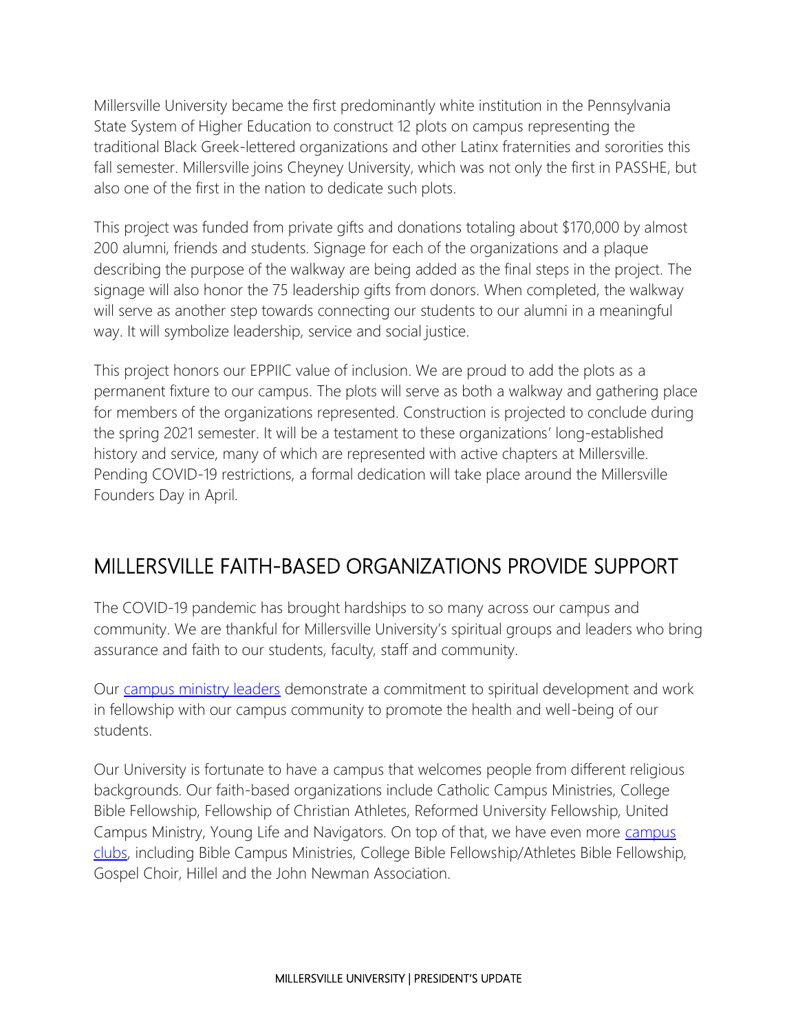Millersville University became the first predominantly white institution in the Pennsylvania State System of Higher Education to construct 12 plots on campus representing the traditional Black Greek-lettered organizations and other Latinx fraternities and sororities this fall semester. Millersville joins Cheyney University, which was not only the first in PASSHE, but also one of the first in the nation to dedicate such plots.

This project was funded from private gifts and donations totaling about $170,000 by almost 200 alumni, friends and students. Signage for each of the organizations and a plaque describing the purpose of the walkway are being added as the final steps in the project. The signage will also honor the 75 leadership gifts from donors. When completed, the walkway will serve as another step towards connecting our students to our alumni in a meaningful way. It will symbolize leadership, service and social justice.

This project honors our EPPIIC value of inclusion. We are proud to add the plots as a permanent fixture to our campus. The plots will serve as both a walkway and gathering place for members of the organizations represented. Construction is projected to conclude during the spring 2021 semester. It will be a testament to these organizations' long-established history and service, many of which are represented with active chapters at Millersville. Pending COVID-19 restrictions, a formal dedication will take place around the Millersville Founders Day in April.

## MILLERSVILLE FAITH-BASED ORGANIZATIONS PROVIDE SUPPORT

The COVID-19 pandemic has brought hardships to so many across our campus and community. We are thankful for Millersville University's spiritual groups and leaders who bring assurance and faith to our students, faculty, staff and community.

Our campus ministry leaders demonstrate a commitment to spiritual development and work in fellowship with our campus community to promote the health and well-being of our students.

Our University is fortunate to have a campus that welcomes people from different religious backgrounds. Our faith-based organizations include Catholic Campus Ministries, College Bible Fellowship, Fellowship of Christian Athletes, Reformed University Fellowship, United Campus Ministry, Young Life and Navigators. On top of that, we have even more campus clubs, including Bible Campus Ministries, College Bible Fellowship/Athletes Bible Fellowship, Gospel Choir, Hillel and the John Newman Association.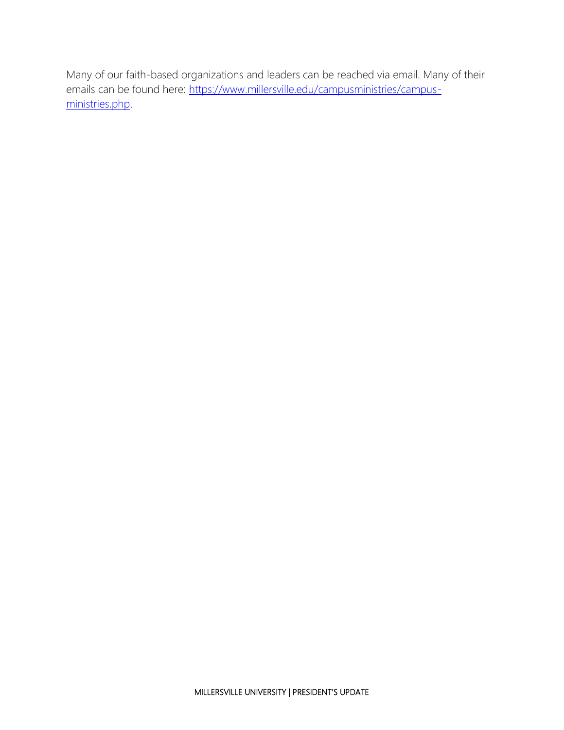Many of our faith-based organizations and leaders can be reached via email. Many of their emails can be found here: [https://www.millersville.edu/campusministries/campus-ministries.php](https://www.millersville.edu/campusministries/campus-ministries.php).